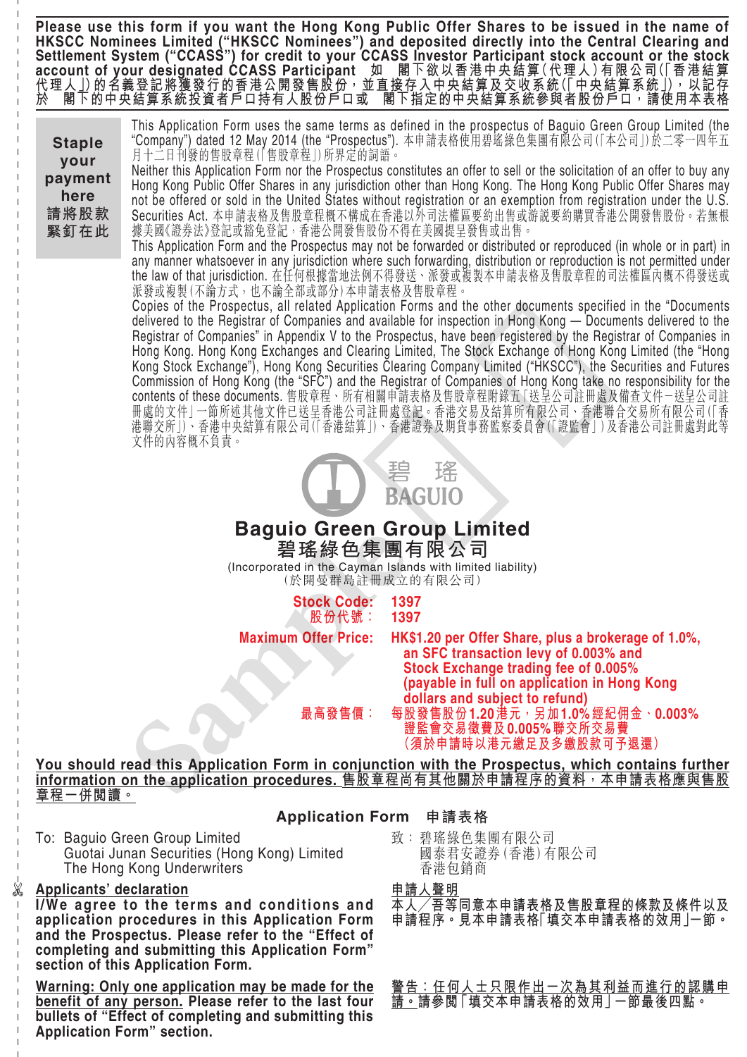**Please use this form if you want the Hong Kong Public Offer Shares to be issued in the name of HKSCC Nominees Limited ("HKSCC Nominees") and deposited directly into the Central Clearing and Settlement System ("CCASS") for credit to your CCASS Investor Participant stock account or the stock account of your designated CCASS Participant 如 閣下欲以香港中央結算(代理人)有限公司(「香港結算代理人」)的名義登記將獲發行的香港公開發售股份，並直接存入中央結算及交收系統(「中央結算系統」)，以記存於 閣下的中央結算系統投資者戶口持有人股份戶口或 閣下指定的中央結算系統參與者股份戶口，請使用本表格**

**Staple your payment here**
**請將股款緊釘在此**

This Application Form uses the same terms as defined in the prospectus of Baguio Green Group Limited (the "Company") dated 12 May 2014 (the "Prospectus"). 本申請表格使用碧瑤綠色集團有限公司(「本公司」)於二零一四年五月十二日刊發的售股章程(「售股章程」)所界定的詞語。

Neither this Application Form nor the Prospectus constitutes an offer to sell or the solicitation of an offer to buy any Hong Kong Public Offer Shares in any jurisdiction other than Hong Kong. The Hong Kong Public Offer Shares may not be offered or sold in the United States without registration or an exemption from registration under the U.S. Securities Act. 本申請表格及售股章程概不構成在香港以外司法權區要約出售或游說要約購買香港公開發售股份。若無根據美國《證券法》登記或豁免登記，香港公開發售股份不得在美國提呈發售或出售。

This Application Form and the Prospectus may not be forwarded or distributed or reproduced (in whole or in part) in any manner whatsoever in any jurisdiction where such forwarding, distribution or reproduction is not permitted under the law of that jurisdiction. 在任何根據當地法例不得發送、派發或複製本申請表格及售股章程的司法權區內概不得發送或派發或複製(不論方式，也不論全部或部分)本申請表格及售股章程。

Copies of the Prospectus, all related Application Forms and the other documents specified in the "Documents delivered to the Registrar of Companies and available for inspection in Hong Kong — Documents delivered to the Registrar of Companies" in Appendix V to the Prospectus, have been registered by the Registrar of Companies in Hong Kong. Hong Kong Exchanges and Clearing Limited, The Stock Exchange of Hong Kong Limited (the "Hong Kong Stock Exchange"), Hong Kong Securities Clearing Company Limited ("HKSCC"), the Securities and Futures Commission of Hong Kong (the "SFC") and the Registrar of Companies of Hong Kong take no responsibility for the contents of these documents. 售股章程、所有相關申請表格及售股章程附錄五「送呈公司註冊處及備查文件－送呈公司註冊處的文件」一節所述其他文件已送呈香港公司註冊處登記。香港交易及結算所有限公司、香港聯合交易所有限公司(「香港聯交所」)、香港中央結算有限公司(「香港結算」)、香港證券及期貨事務監察委員會(「證監會」)及香港公司註冊處對此等文件的內容概不負責。

碧瑤 BAGUIO

# Baguio Green Group Limited
# 碧瑤綠色集團有限公司

(Incorporated in the Cayman Islands with limited liability)
(於開曼群島註冊成立的有限公司)

**Stock Code: 1397**
**股份代號： 1397**

**Maximum Offer Price: HK$1.20 per Offer Share, plus a brokerage of 1.0%, an SFC transaction levy of 0.003% and Stock Exchange trading fee of 0.005% (payable in full on application in Hong Kong dollars and subject to refund)**

**最高發售價： 每股發售股份1.20港元，另加1.0%經紀佣金、0.003%證監會交易徵費及0.005%聯交所交易費 (須於申請時以港元繳足及多繳股款可予退還)**

**You should read this Application Form in conjunction with the Prospectus, which contains further information on the application procedures. 售股章程尚有其他關於申請程序的資料，本申請表格應與售股章程一併閱讀。**

## Application Form 申請表格

To: Baguio Green Group Limited
Guotai Junan Securities (Hong Kong) Limited
The Hong Kong Underwriters

致：碧瑤綠色集團有限公司
國泰君安證券(香港)有限公司
香港包銷商

**Applicants' declaration**

**I/We agree to the terms and conditions and application procedures in this Application Form and the Prospectus. Please refer to the "Effect of completing and submitting this Application Form" section of this Application Form.**

**申請人聲明**

**本人／吾等同意本申請表格及售股章程的條款及條件以及申請程序。見本申請表格「填交本申請表格的效用」一節。**

**Warning: Only one application may be made for the benefit of any person. Please refer to the last four bullets of "Effect of completing and submitting this Application Form" section.**

**警告：任何人士只限作出一次為其利益而進行的認購申請。請參閱「填交本申請表格的效用」一節最後四點。**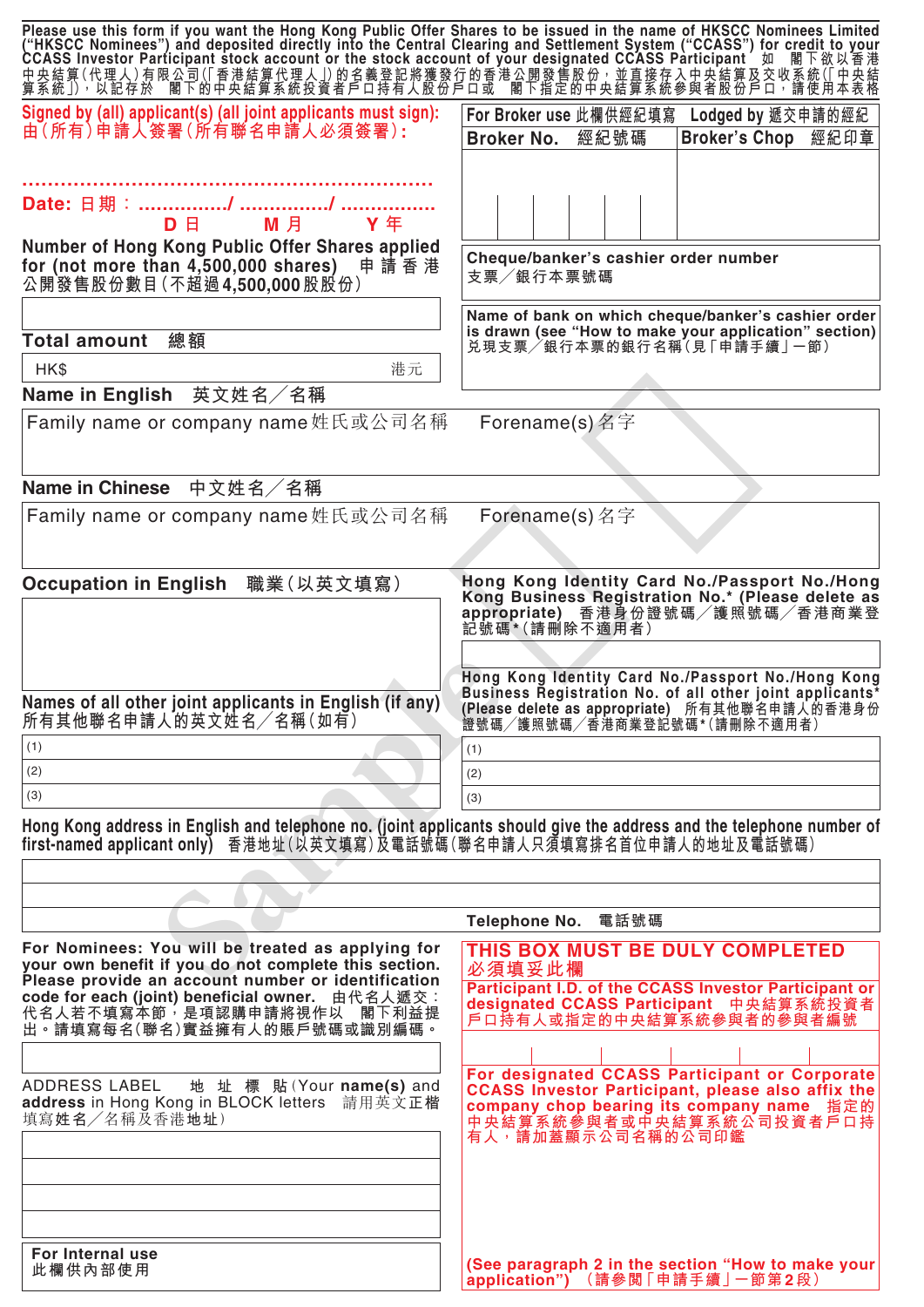Please use this form if you want the Hong Kong Public Offer Shares to be issued in the name of HKSCC Nominees Limited ("HKSCC Nominees") and deposited directly into the Central Clearing and Settlement System ("CCASS") for credit to your CCASS Investor Participant stock account or the stock account of your designated CCASS Participant 如 閣下欲以香港中央結算(代理人)有限公司(「香港結算代理人」)的名義登記將獲發行的香港公開發售股份，並直接存入中央結算及交收系統(「中央結算系統」)，以記存於 閣下的中央結算系統投資者戶口持有人股份戶口或 閣下指定的中央結算系統參與者股份戶口，請使用本表格

**Signed by (all) applicant(s) (all joint applicants must sign):**
**由(所有)申請人簽署(所有聯名申請人必須簽署):**

..................................................................

**Date: 日期：** ................/ ................/ ................
D 日 M 月 Y 年

| For Broker use 此欄供經紀填寫 | Lodged by 遞交申請的經紀 |
|---|---|
| Broker No. 經紀號碼 | Broker's Chop 經紀印章 |
| | |

**Number of Hong Kong Public Offer Shares applied for (not more than 4,500,000 shares)** 申請香港公開發售股份數目(不超過4,500,000股股份)

**Total amount 總額**

HK$ 港元

**Cheque/banker's cashier order number**
支票／銀行本票號碼

**Name of bank on which cheque/banker's cashier order is drawn (see "How to make your application" section)**
兌現支票／銀行本票的銀行名稱(見「申請手續」一節)

**Name in English 英文姓名／名稱**

| Family name or company name 姓氏或公司名稱 | Forename(s) 名字 |
|---|---|
| | |

**Name in Chinese 中文姓名／名稱**

| Family name or company name 姓氏或公司名稱 | Forename(s) 名字 |
|---|---|
| | |

**Occupation in English 職業(以英文填寫)**

**Hong Kong Identity Card No./Passport No./Hong Kong Business Registration No.* (Please delete as appropriate)** 香港身份證號碼／護照號碼／香港商業登記號碼*(請刪除不適用者)

| Names of all other joint applicants in English (if any) 所有其他聯名申請人的英文姓名／名稱(如有) | Hong Kong Identity Card No./Passport No./Hong Kong Business Registration No. of all other joint applicants* (Please delete as appropriate) 所有其他聯名申請人的香港身份證號碼／護照號碼／香港商業登記號碼*(請刪除不適用者) |
|---|---|
| (1) | (1) |
| (2) | (2) |
| (3) | (3) |

**Hong Kong address in English and telephone no. (joint applicants should give the address and the telephone number of first-named applicant only)** 香港地址(以英文填寫)及電話號碼(聯名申請人只須填寫排名首位申請人的地址及電話號碼)

Telephone No. 電話號碼

**For Nominees: You will be treated as applying for your own benefit if you do not complete this section. Please provide an account number or identification code for each (joint) beneficial owner.** 由代名人遞交：代名人若不填寫本節，是項認購申請將視作以 閣下利益提出。請填寫每名(聯名)實益擁有人的賬戶號碼或識別編碼。

ADDRESS LABEL 地址標貼(Your **name(s)** and **address** in Hong Kong in BLOCK letters 請用英文正楷填寫姓名／名稱及香港地址)

**For Internal use**
此欄供內部使用

**THIS BOX MUST BE DULY COMPLETED**
**必須填妥此欄**

**Participant I.D. of the CCASS Investor Participant or designated CCASS Participant** 中央結算系統投資者戶口持有人或指定的中央結算系統參與者的參與者編號

**For designated CCASS Participant or Corporate CCASS Investor Participant, please also affix the company chop bearing its company name** 指定的中央結算系統參與者或中央結算系統公司投資者戶口持有人，請加蓋顯示公司名稱的公司印鑑

**(See paragraph 2 in the section "How to make your application")** (請參閱「申請手續」一節第2段)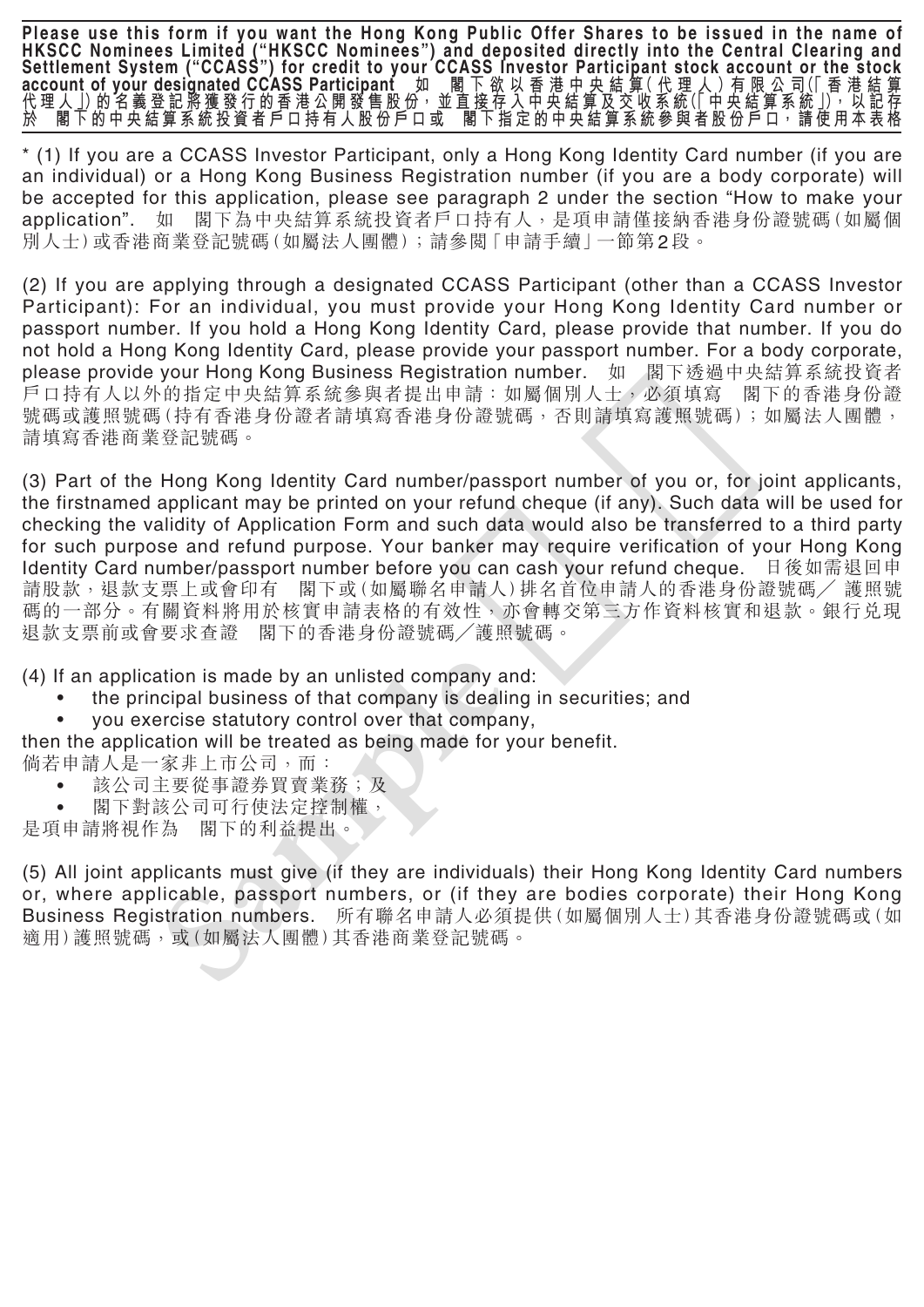**Please use this form if you want the Hong Kong Public Offer Shares to be issued in the name of HKSCC Nominees Limited ("HKSCC Nominees") and deposited directly into the Central Clearing and Settlement System ("CCASS") for credit to your CCASS Investor Participant stock account or the stock account of your designated CCASS Participant 如 閣下欲以香港中央結算(代理人)有限公司(「香港結算代理人」)的名義登記將獲發行的香港公開發售股份，並直接存入中央結算及交收系統(「中央結算系統」)，以記存於 閣下的中央結算系統投資者戶口持有人股份戶口或 閣下指定的中央結算系統參與者股份戶口，請使用本表格**

\* (1) If you are a CCASS Investor Participant, only a Hong Kong Identity Card number (if you are an individual) or a Hong Kong Business Registration number (if you are a body corporate) will be accepted for this application, please see paragraph 2 under the section "How to make your application". 如 閣下為中央結算系統投資者戶口持有人，是項申請僅接納香港身份證號碼(如屬個別人士)或香港商業登記號碼(如屬法人團體)；請參閱「申請手續」一節第2段。

(2) If you are applying through a designated CCASS Participant (other than a CCASS Investor Participant): For an individual, you must provide your Hong Kong Identity Card number or passport number. If you hold a Hong Kong Identity Card, please provide that number. If you do not hold a Hong Kong Identity Card, please provide your passport number. For a body corporate, please provide your Hong Kong Business Registration number. 如 閣下透過中央結算系統投資者戶口持有人以外的指定中央結算系統參與者提出申請：如屬個別人士，必須填寫 閣下的香港身份證號碼或護照號碼(持有香港身份證者請填寫香港身份證號碼，否則請填寫護照號碼)；如屬法人團體，請填寫香港商業登記號碼。

(3) Part of the Hong Kong Identity Card number/passport number of you or, for joint applicants, the firstnamed applicant may be printed on your refund cheque (if any). Such data will be used for checking the validity of Application Form and such data would also be transferred to a third party for such purpose and refund purpose. Your banker may require verification of your Hong Kong Identity Card number/passport number before you can cash your refund cheque. 日後如需退回申請股款，退款支票上或會印有 閣下或(如屬聯名申請人)排名首位申請人的香港身份證號碼／護照號碼的一部分。有關資料將用於核實申請表格的有效性，亦會轉交第三方作資料核實和退款。銀行兌現退款支票前或會要求查證 閣下的香港身份證號碼／護照號碼。

(4) If an application is made by an unlisted company and:

- the principal business of that company is dealing in securities; and
- you exercise statutory control over that company,

then the application will be treated as being made for your benefit.

倘若申請人是一家非上市公司，而：

- 該公司主要從事證券買賣業務；及
- 閣下對該公司可行使法定控制權，

是項申請將視作為 閣下的利益提出。

(5) All joint applicants must give (if they are individuals) their Hong Kong Identity Card numbers or, where applicable, passport numbers, or (if they are bodies corporate) their Hong Kong Business Registration numbers. 所有聯名申請人必須提供(如屬個別人士)其香港身份證號碼或(如適用)護照號碼，或(如屬法人團體)其香港商業登記號碼。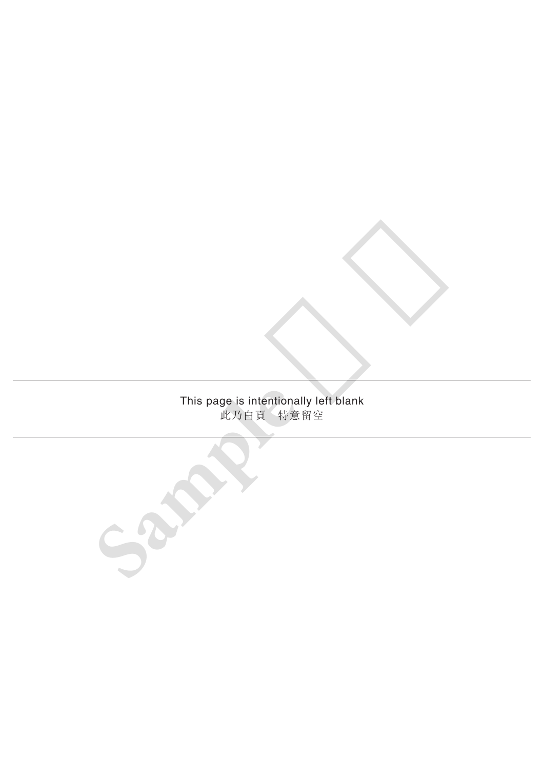This page is intentionally left blank
此乃白頁　特意留空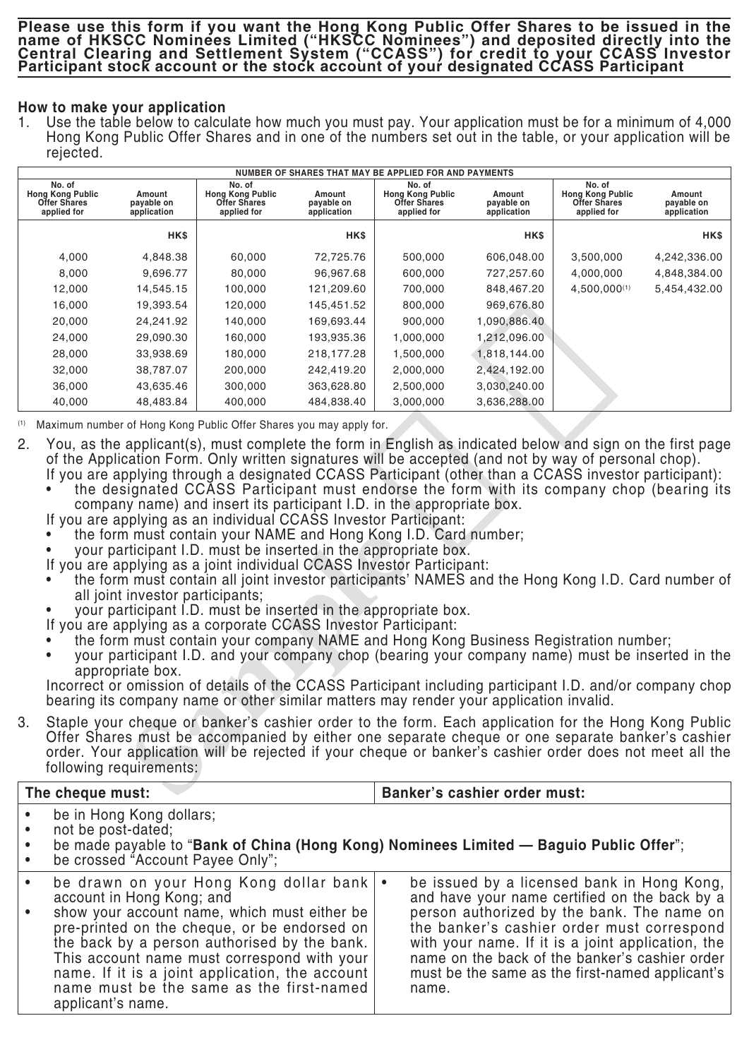**Please use this form if you want the Hong Kong Public Offer Shares to be issued in the name of HKSCC Nominees Limited ("HKSCC Nominees") and deposited directly into the Central Clearing and Settlement System ("CCASS") for credit to your CCASS Investor Participant stock account or the stock account of your designated CCASS Participant**

## How to make your application

1. Use the table below to calculate how much you must pay. Your application must be for a minimum of 4,000 Hong Kong Public Offer Shares and in one of the numbers set out in the table, or your application will be rejected.

| NUMBER OF SHARES THAT MAY BE APPLIED FOR AND PAYMENTS | | | | | | | |
|---|---|---|---|---|---|---|---|
| No. of Hong Kong Public Offer Shares applied for | Amount payable on application | No. of Hong Kong Public Offer Shares applied for | Amount payable on application | No. of Hong Kong Public Offer Shares applied for | Amount payable on application | No. of Hong Kong Public Offer Shares applied for | Amount payable on application |
| | HK$ | | HK$ | | HK$ | | HK$ |
| 4,000 | 4,848.38 | 60,000 | 72,725.76 | 500,000 | 606,048.00 | 3,500,000 | 4,242,336.00 |
| 8,000 | 9,696.77 | 80,000 | 96,967.68 | 600,000 | 727,257.60 | 4,000,000 | 4,848,384.00 |
| 12,000 | 14,545.15 | 100,000 | 121,209.60 | 700,000 | 848,467.20 | 4,500,000[(1)] | 5,454,432.00 |
| 16,000 | 19,393.54 | 120,000 | 145,451.52 | 800,000 | 969,676.80 | | |
| 20,000 | 24,241.92 | 140,000 | 169,693.44 | 900,000 | 1,090,886.40 | | |
| 24,000 | 29,090.30 | 160,000 | 193,935.36 | 1,000,000 | 1,212,096.00 | | |
| 28,000 | 33,938.69 | 180,000 | 218,177.28 | 1,500,000 | 1,818,144.00 | | |
| 32,000 | 38,787.07 | 200,000 | 242,419.20 | 2,000,000 | 2,424,192.00 | | |
| 36,000 | 43,635.46 | 300,000 | 363,628.80 | 2,500,000 | 3,030,240.00 | | |
| 40,000 | 48,483.84 | 400,000 | 484,838.40 | 3,000,000 | 3,636,288.00 | | |

(1) Maximum number of Hong Kong Public Offer Shares you may apply for.

2. You, as the applicant(s), must complete the form in English as indicated below and sign on the first page of the Application Form. Only written signatures will be accepted (and not by way of personal chop).
   If you are applying through a designated CCASS Participant (other than a CCASS investor participant):
   - the designated CCASS Participant must endorse the form with its company chop (bearing its company name) and insert its participant I.D. in the appropriate box.

   If you are applying as an individual CCASS Investor Participant:
   - the form must contain your NAME and Hong Kong I.D. Card number;
   - your participant I.D. must be inserted in the appropriate box.

   If you are applying as a joint individual CCASS Investor Participant:
   - the form must contain all joint investor participants' NAMES and the Hong Kong I.D. Card number of all joint investor participants;
   - your participant I.D. must be inserted in the appropriate box.

   If you are applying as a corporate CCASS Investor Participant:
   - the form must contain your company NAME and Hong Kong Business Registration number;
   - your participant I.D. and your company chop (bearing your company name) must be inserted in the appropriate box.

   Incorrect or omission of details of the CCASS Participant including participant I.D. and/or company chop bearing its company name or other similar matters may render your application invalid.

3. Staple your cheque or banker's cashier order to the form. Each application for the Hong Kong Public Offer Shares must be accompanied by either one separate cheque or one separate banker's cashier order. Your application will be rejected if your cheque or banker's cashier order does not meet all the following requirements:

| The cheque must: | Banker's cashier order must: |
|---|---|
| • be in Hong Kong dollars;<br>• not be post-dated;<br>• be made payable to "**Bank of China (Hong Kong) Nominees Limited — Baguio Public Offer**";<br>• be crossed "Account Payee Only"; | |
| • be drawn on your Hong Kong dollar bank account in Hong Kong; and<br>• show your account name, which must either be pre-printed on the cheque, or be endorsed on the back by a person authorised by the bank. This account name must correspond with your name. If it is a joint application, the account name must be the same as the first-named applicant's name. | • be issued by a licensed bank in Hong Kong, and have your name certified on the back by a person authorized by the bank. The name on the banker's cashier order must correspond with your name. If it is a joint application, the name on the back of the banker's cashier order must be the same as the first-named applicant's name. |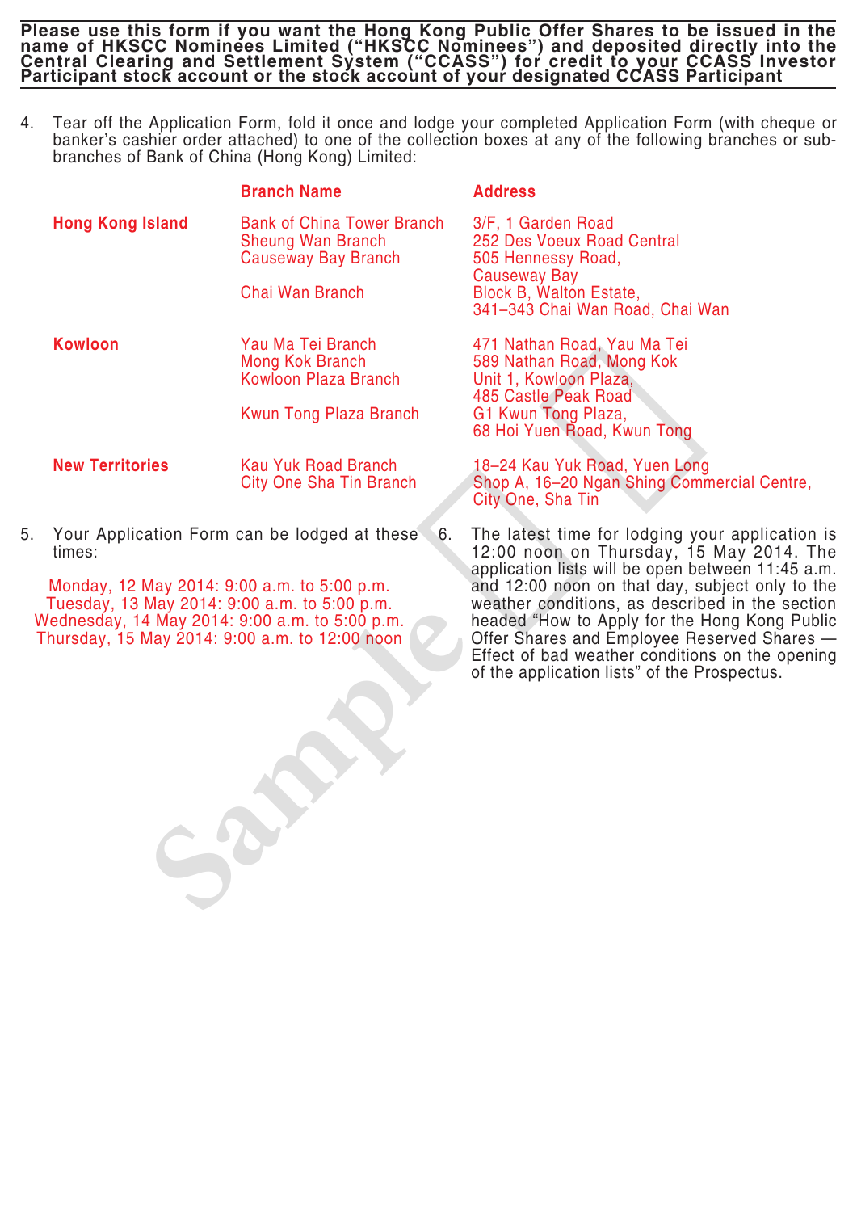**Please use this form if you want the Hong Kong Public Offer Shares to be issued in the name of HKSCC Nominees Limited ("HKSCC Nominees") and deposited directly into the Central Clearing and Settlement System ("CCASS") for credit to your CCASS Investor Participant stock account or the stock account of your designated CCASS Participant**

4. Tear off the Application Form, fold it once and lodge your completed Application Form (with cheque or banker's cashier order attached) to one of the collection boxes at any of the following branches or sub-branches of Bank of China (Hong Kong) Limited:

| | Branch Name | Address |
|---|---|---|
| Hong Kong Island | Bank of China Tower Branch | 3/F, 1 Garden Road |
| | Sheung Wan Branch | 252 Des Voeux Road Central |
| | Causeway Bay Branch | 505 Hennessy Road, Causeway Bay |
| | Chai Wan Branch | Block B, Walton Estate, 341–343 Chai Wan Road, Chai Wan |
| Kowloon | Yau Ma Tei Branch | 471 Nathan Road, Yau Ma Tei |
| | Mong Kok Branch | 589 Nathan Road, Mong Kok |
| | Kowloon Plaza Branch | Unit 1, Kowloon Plaza, 485 Castle Peak Road |
| | Kwun Tong Plaza Branch | G1 Kwun Tong Plaza, 68 Hoi Yuen Road, Kwun Tong |
| New Territories | Kau Yuk Road Branch | 18–24 Kau Yuk Road, Yuen Long |
| | City One Sha Tin Branch | Shop A, 16–20 Ngan Shing Commercial Centre, City One, Sha Tin |

5. Your Application Form can be lodged at these times:

   Monday, 12 May 2014: 9:00 a.m. to 5:00 p.m.
   Tuesday, 13 May 2014: 9:00 a.m. to 5:00 p.m.
   Wednesday, 14 May 2014: 9:00 a.m. to 5:00 p.m.
   Thursday, 15 May 2014: 9:00 a.m. to 12:00 noon

6. The latest time for lodging your application is 12:00 noon on Thursday, 15 May 2014. The application lists will be open between 11:45 a.m. and 12:00 noon on that day, subject only to the weather conditions, as described in the section headed "How to Apply for the Hong Kong Public Offer Shares and Employee Reserved Shares — Effect of bad weather conditions on the opening of the application lists" of the Prospectus.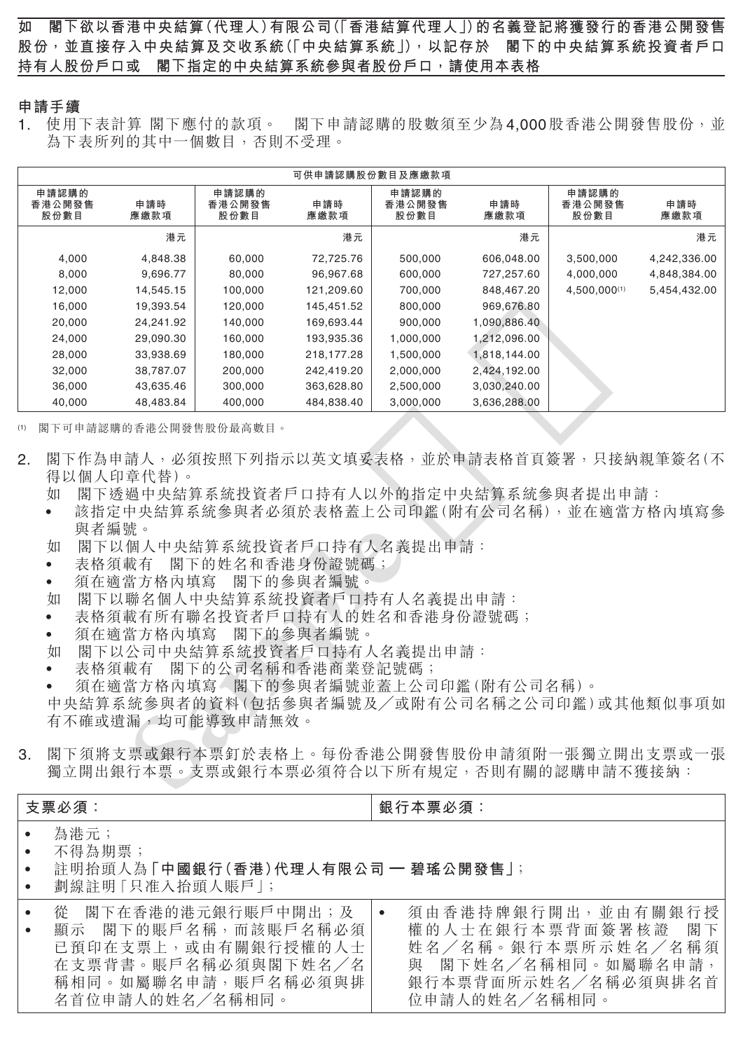**如　閣下欲以香港中央結算(代理人)有限公司(「香港結算代理人」)的名義登記將獲發行的香港公開發售股份，並直接存入中央結算及交收系統(「中央結算系統」)，以記存於　閣下的中央結算系統投資者戶口持有人股份戶口或　閣下指定的中央結算系統參與者股份戶口，請使用本表格**

## 申請手續

1. 使用下表計算 閣下應付的款項。　閣下申請認購的股數須至少為4,000股香港公開發售股份，並為下表所列的其中一個數目，否則不受理。

| 可供申請認購股份數目及應繳款項 | | | | | | | |
|---|---|---|---|---|---|---|---|
| 申請認購的香港公開發售股份數目 | 申請時應繳款項 | 申請認購的香港公開發售股份數目 | 申請時應繳款項 | 申請認購的香港公開發售股份數目 | 申請時應繳款項 | 申請認購的香港公開發售股份數目 | 申請時應繳款項 |
| | 港元 | | 港元 | | 港元 | | 港元 |
| 4,000 | 4,848.38 | 60,000 | 72,725.76 | 500,000 | 606,048.00 | 3,500,000 | 4,242,336.00 |
| 8,000 | 9,696.77 | 80,000 | 96,967.68 | 600,000 | 727,257.60 | 4,000,000 | 4,848,384.00 |
| 12,000 | 14,545.15 | 100,000 | 121,209.60 | 700,000 | 848,467.20 | 4,500,000[(1)] | 5,454,432.00 |
| 16,000 | 19,393.54 | 120,000 | 145,451.52 | 800,000 | 969,676.80 | | |
| 20,000 | 24,241.92 | 140,000 | 169,693.44 | 900,000 | 1,090,886.40 | | |
| 24,000 | 29,090.30 | 160,000 | 193,935.36 | 1,000,000 | 1,212,096.00 | | |
| 28,000 | 33,938.69 | 180,000 | 218,177.28 | 1,500,000 | 1,818,144.00 | | |
| 32,000 | 38,787.07 | 200,000 | 242,419.20 | 2,000,000 | 2,424,192.00 | | |
| 36,000 | 43,635.46 | 300,000 | 363,628.80 | 2,500,000 | 3,030,240.00 | | |
| 40,000 | 48,483.84 | 400,000 | 484,838.40 | 3,000,000 | 3,636,288.00 | | |

(1) 閣下可申請認購的香港公開發售股份最高數目。

2. 閣下作為申請人，必須按照下列指示以英文填妥表格，並於申請表格首頁簽署，只接納親筆簽名(不得以個人印章代替)。

   如　閣下透過中央結算系統投資者戶口持有人以外的指定中央結算系統參與者提出申請：
   - 該指定中央結算系統參與者必須於表格蓋上公司印鑑(附有公司名稱)，並在適當方格內填寫參與者編號。

   如　閣下以個人中央結算系統投資者戶口持有人名義提出申請：
   - 表格須載有　閣下的姓名和香港身份證號碼；
   - 須在適當方格內填寫　閣下的參與者編號。

   如　閣下以聯名個人中央結算系統投資者戶口持有人名義提出申請：
   - 表格須載有所有聯名投資者戶口持有人的姓名和香港身份證號碼；
   - 須在適當方格內填寫　閣下的參與者編號。

   如　閣下以公司中央結算系統投資者戶口持有人名義提出申請：
   - 表格須載有　閣下的公司名稱和香港商業登記號碼；
   - 須在適當方格內填寫　閣下的參與者編號並蓋上公司印鑑(附有公司名稱)。

   中央結算系統參與者的資料(包括參與者編號及／或附有公司名稱之公司印鑑)或其他類似事項如有不確或遺漏，均可能導致申請無效。

3. 閣下須將支票或銀行本票釘於表格上。每份香港公開發售股份申請須附一張獨立開出支票或一張獨立開出銀行本票。支票或銀行本票必須符合以下所有規定，否則有關的認購申請不獲接納：

| 支票必須： | 銀行本票必須： |
|---|---|
| • 為港元；<br>• 不得為期票；<br>• 註明抬頭人為「**中國銀行(香港)代理人有限公司 — 碧瑤公開發售**」；<br>• 劃線註明「只准入抬頭人賬戶」； | |
| • 從　閣下在香港的港元銀行賬戶中開出；及<br>• 顯示　閣下的賬戶名稱，而該賬戶名稱必須已預印在支票上，或由有關銀行授權的人士在支票背書。賬戶名稱必須與閣下姓名／名稱相同。如屬聯名申請，賬戶名稱必須與排名首位申請人的姓名／名稱相同。 | • 須由香港持牌銀行開出，並由有關銀行授權的人士在銀行本票背面簽署核證　閣下姓名／名稱。銀行本票所示姓名／名稱須與　閣下姓名／名稱相同。如屬聯名申請，銀行本票背面所示姓名／名稱必須與排名首位申請人的姓名／名稱相同。 |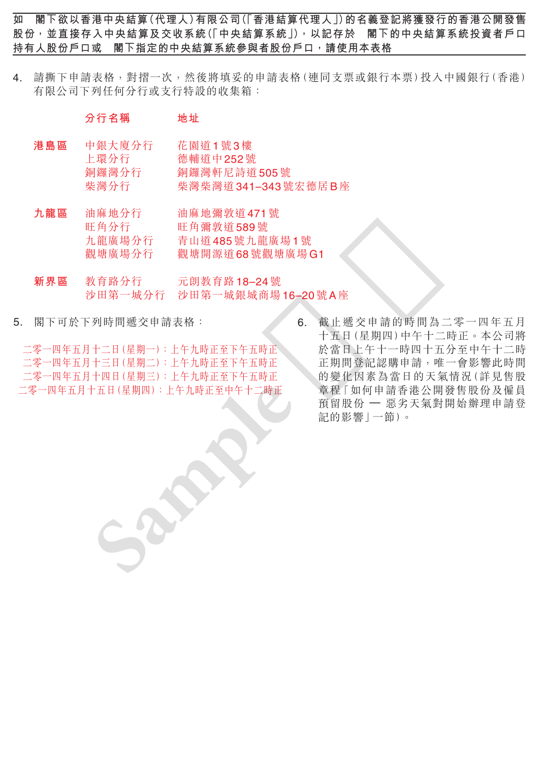**如　閣下欲以香港中央結算(代理人)有限公司(「香港結算代理人」)的名義登記將獲發行的香港公開發售股份，並直接存入中央結算及交收系統(「中央結算系統」)，以記存於　閣下的中央結算系統投資者戶口持有人股份戶口或　閣下指定的中央結算系統參與者股份戶口，請使用本表格**

4. 請撕下申請表格，對摺一次，然後將填妥的申請表格(連同支票或銀行本票)投入中國銀行(香港)有限公司下列任何分行或支行特設的收集箱：

| | 分行名稱 | 地址 |
|---|---|---|
| 港島區 | 中銀大廈分行 | 花園道1號3樓 |
| | 上環分行 | 德輔道中252號 |
| | 銅鑼灣分行 | 銅鑼灣軒尼詩道505號 |
| | 柴灣分行 | 柴灣柴灣道341–343號宏德居B座 |
| 九龍區 | 油麻地分行 | 油麻地彌敦道471號 |
| | 旺角分行 | 旺角彌敦道589號 |
| | 九龍廣場分行 | 青山道485號九龍廣場1號 |
| | 觀塘廣場分行 | 觀塘開源道68號觀塘廣場G1 |
| 新界區 | 教育路分行 | 元朗教育路18–24號 |
| | 沙田第一城分行 | 沙田第一城銀城商場16–20號A座 |

5. 閣下可於下列時間遞交申請表格：

二零一四年五月十二日(星期一)：上午九時正至下午五時正
二零一四年五月十三日(星期二)：上午九時正至下午五時正
二零一四年五月十四日(星期三)：上午九時正至下午五時正
二零一四年五月十五日(星期四)：上午九時正至中午十二時正

6. 截止遞交申請的時間為二零一四年五月十五日(星期四)中午十二時正。本公司將於當日上午十一時四十五分至中午十二時正期間登記認購申請，唯一會影響此時間的變化因素為當日的天氣情況(詳見售股章程「如何申請香港公開發售股份及僱員預留股份 — 惡劣天氣對開始辦理申請登記的影響」一節)。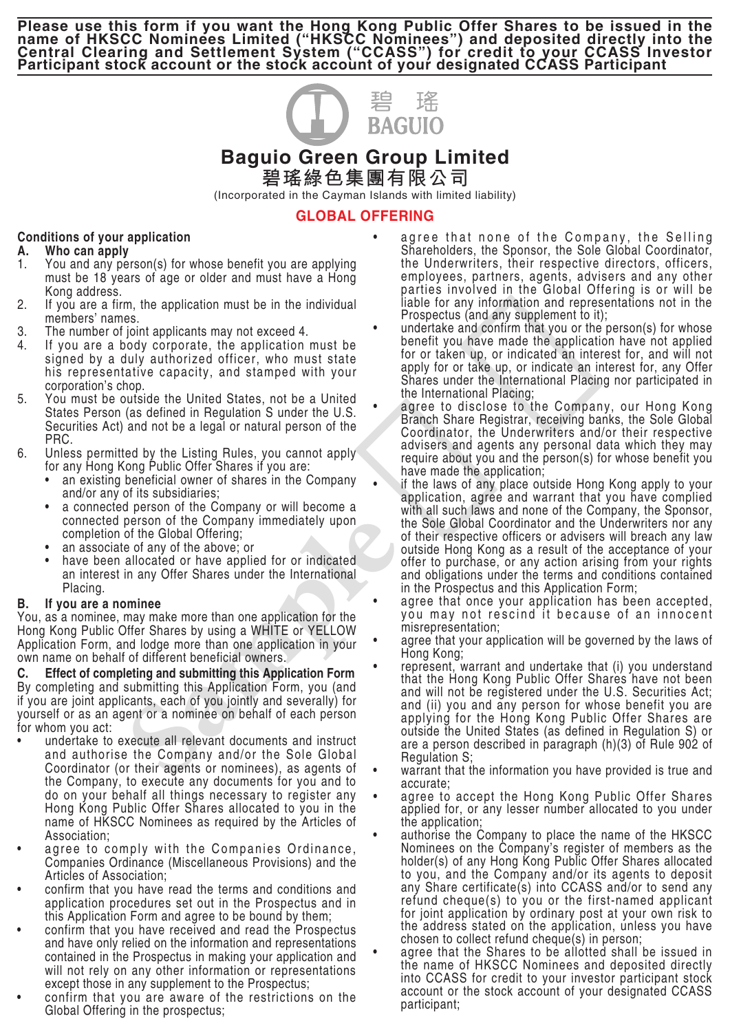**Please use this form if you want the Hong Kong Public Offer Shares to be issued in the name of HKSCC Nominees Limited ("HKSCC Nominees") and deposited directly into the Central Clearing and Settlement System ("CCASS") for credit to your CCASS Investor Participant stock account or the stock account of your designated CCASS Participant**

碧瑤 BAGUIO

# Baguio Green Group Limited
# 碧瑤綠色集團有限公司

(Incorporated in the Cayman Islands with limited liability)

## GLOBAL OFFERING

### Conditions of your application

**A. Who can apply**

1. You and any person(s) for whose benefit you are applying must be 18 years of age or older and must have a Hong Kong address.
2. If you are a firm, the application must be in the individual members' names.
3. The number of joint applicants may not exceed 4.
4. If you are a body corporate, the application must be signed by a duly authorized officer, who must state his representative capacity, and stamped with your corporation's chop.
5. You must be outside the United States, not be a United States Person (as defined in Regulation S under the U.S. Securities Act) and not be a legal or natural person of the PRC.
6. Unless permitted by the Listing Rules, you cannot apply for any Hong Kong Public Offer Shares if you are:
   - an existing beneficial owner of shares in the Company and/or any of its subsidiaries;
   - a connected person of the Company or will become a connected person of the Company immediately upon completion of the Global Offering;
   - an associate of any of the above; or
   - have been allocated or have applied for or indicated an interest in any Offer Shares under the International Placing.

**B. If you are a nominee**

You, as a nominee, may make more than one application for the Hong Kong Public Offer Shares by using a WHITE or YELLOW Application Form, and lodge more than one application in your own name on behalf of different beneficial owners.

**C. Effect of completing and submitting this Application Form**

By completing and submitting this Application Form, you (and if you are joint applicants, each of you jointly and severally) for yourself or as an agent or a nominee on behalf of each person for whom you act:

- undertake to execute all relevant documents and instruct and authorise the Company and/or the Sole Global Coordinator (or their agents or nominees), as agents of the Company, to execute any documents for you and to do on your behalf all things necessary to register any Hong Kong Public Offer Shares allocated to you in the name of HKSCC Nominees as required by the Articles of Association;
- agree to comply with the Companies Ordinance, Companies Ordinance (Miscellaneous Provisions) and the Articles of Association;
- confirm that you have read the terms and conditions and application procedures set out in the Prospectus and in this Application Form and agree to be bound by them;
- confirm that you have received and read the Prospectus and have only relied on the information and representations contained in the Prospectus in making your application and will not rely on any other information or representations except those in any supplement to the Prospectus;
- confirm that you are aware of the restrictions on the Global Offering in the prospectus;
- agree that none of the Company, the Selling Shareholders, the Sponsor, the Sole Global Coordinator, the Underwriters, their respective directors, officers, employees, partners, agents, advisers and any other parties involved in the Global Offering is or will be liable for any information and representations not in the Prospectus (and any supplement to it);
- undertake and confirm that you or the person(s) for whose benefit you have made the application have not applied for or taken up, or indicated an interest for, and will not apply for or take up, or indicate an interest for, any Offer Shares under the International Placing nor participated in the International Placing;
- agree to disclose to the Company, our Hong Kong Branch Share Registrar, receiving banks, the Sole Global Coordinator, the Underwriters and/or their respective advisers and agents any personal data which they may require about you and the person(s) for whose benefit you have made the application;
- if the laws of any place outside Hong Kong apply to your application, agree and warrant that you have complied with all such laws and none of the Company, the Sponsor, the Sole Global Coordinator and the Underwriters nor any of their respective officers or advisers will breach any law outside Hong Kong as a result of the acceptance of your offer to purchase, or any action arising from your rights and obligations under the terms and conditions contained in the Prospectus and this Application Form;
- agree that once your application has been accepted, you may not rescind it because of an innocent misrepresentation;
- agree that your application will be governed by the laws of Hong Kong;
- represent, warrant and undertake that (i) you understand that the Hong Kong Public Offer Shares have not been and will not be registered under the U.S. Securities Act; and (ii) you and any person for whose benefit you are applying for the Hong Kong Public Offer Shares are outside the United States (as defined in Regulation S) or are a person described in paragraph (h)(3) of Rule 902 of Regulation S;
- warrant that the information you have provided is true and accurate;
- agree to accept the Hong Kong Public Offer Shares applied for, or any lesser number allocated to you under the application;
- authorise the Company to place the name of the HKSCC Nominees on the Company's register of members as the holder(s) of any Hong Kong Public Offer Shares allocated to you, and the Company and/or its agents to deposit any Share certificate(s) into CCASS and/or to send any refund cheque(s) to you or the first-named applicant for joint application by ordinary post at your own risk to the address stated on the application, unless you have chosen to collect refund cheque(s) in person;
- agree that the Shares to be allotted shall be issued in the name of HKSCC Nominees and deposited directly into CCASS for credit to your investor participant stock account or the stock account of your designated CCASS participant;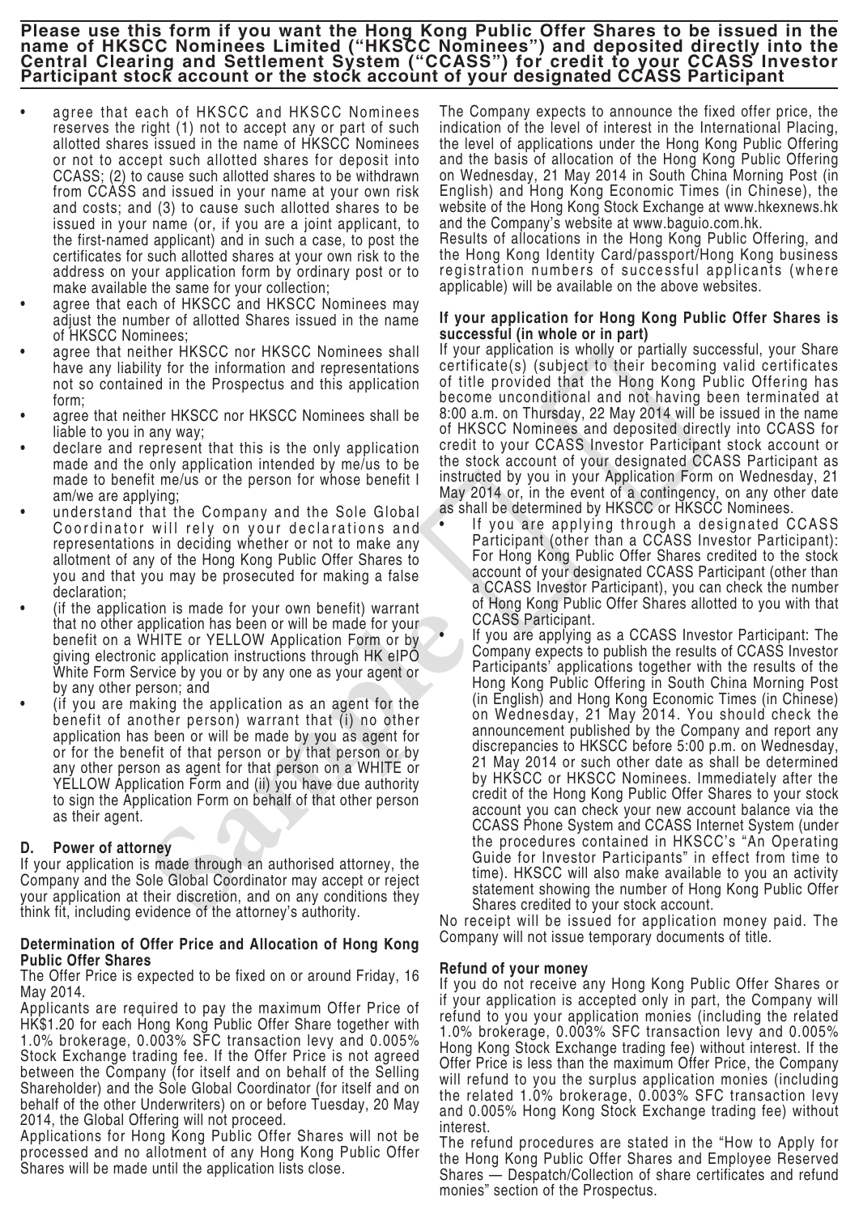**Please use this form if you want the Hong Kong Public Offer Shares to be issued in the name of HKSCC Nominees Limited ("HKSCC Nominees") and deposited directly into the Central Clearing and Settlement System ("CCASS") for credit to your CCASS Investor Participant stock account or the stock account of your designated CCASS Participant**

- agree that each of HKSCC and HKSCC Nominees reserves the right (1) not to accept any or part of such allotted shares issued in the name of HKSCC Nominees or not to accept such allotted shares for deposit into CCASS; (2) to cause such allotted shares to be withdrawn from CCASS and issued in your name at your own risk and costs; and (3) to cause such allotted shares to be issued in your name (or, if you are a joint applicant, to the first-named applicant) and in such a case, to post the certificates for such allotted shares at your own risk to the address on your application form by ordinary post or to make available the same for your collection;
- agree that each of HKSCC and HKSCC Nominees may adjust the number of allotted Shares issued in the name of HKSCC Nominees;
- agree that neither HKSCC nor HKSCC Nominees shall have any liability for the information and representations not so contained in the Prospectus and this application form;
- agree that neither HKSCC nor HKSCC Nominees shall be liable to you in any way;
- declare and represent that this is the only application made and the only application intended by me/us to be made to benefit me/us or the person for whose benefit I am/we are applying;
- understand that the Company and the Sole Global Coordinator will rely on your declarations and representations in deciding whether or not to make any allotment of any of the Hong Kong Public Offer Shares to you and that you may be prosecuted for making a false declaration;
- (if the application is made for your own benefit) warrant that no other application has been or will be made for your benefit on a WHITE or YELLOW Application Form or by giving electronic application instructions through HK eIPO White Form Service by you or by any one as your agent or by any other person; and
- (if you are making the application as an agent for the benefit of another person) warrant that (i) no other application has been or will be made by you as agent for or for the benefit of that person or by that person or by any other person as agent for that person on a WHITE or YELLOW Application Form and (ii) you have due authority to sign the Application Form on behalf of that other person as their agent.

### D. Power of attorney

If your application is made through an authorised attorney, the Company and the Sole Global Coordinator may accept or reject your application at their discretion, and on any conditions they think fit, including evidence of the attorney's authority.

### Determination of Offer Price and Allocation of Hong Kong Public Offer Shares

The Offer Price is expected to be fixed on or around Friday, 16 May 2014.

Applicants are required to pay the maximum Offer Price of HK$1.20 for each Hong Kong Public Offer Share together with 1.0% brokerage, 0.003% SFC transaction levy and 0.005% Stock Exchange trading fee. If the Offer Price is not agreed between the Company (for itself and on behalf of the Selling Shareholder) and the Sole Global Coordinator (for itself and on behalf of the other Underwriters) on or before Tuesday, 20 May 2014, the Global Offering will not proceed.

Applications for Hong Kong Public Offer Shares will not be processed and no allotment of any Hong Kong Public Offer Shares will be made until the application lists close.

The Company expects to announce the fixed offer price, the indication of the level of interest in the International Placing, the level of applications under the Hong Kong Public Offering and the basis of allocation of the Hong Kong Public Offering on Wednesday, 21 May 2014 in South China Morning Post (in English) and Hong Kong Economic Times (in Chinese), the website of the Hong Kong Stock Exchange at www.hkexnews.hk and the Company's website at www.baguio.com.hk.

Results of allocations in the Hong Kong Public Offering, and the Hong Kong Identity Card/passport/Hong Kong business registration numbers of successful applicants (where applicable) will be available on the above websites.

### If your application for Hong Kong Public Offer Shares is successful (in whole or in part)

If your application is wholly or partially successful, your Share certificate(s) (subject to their becoming valid certificates of title provided that the Hong Kong Public Offering has become unconditional and not having been terminated at 8:00 a.m. on Thursday, 22 May 2014) will be issued in the name of HKSCC Nominees and deposited directly into CCASS for credit to your CCASS Investor Participant stock account or the stock account of your designated CCASS Participant as instructed by you in your Application Form on Wednesday, 21 May 2014 or, in the event of a contingency, on any other date as shall be determined by HKSCC or HKSCC Nominees.

- If you are applying through a designated CCASS Participant (other than a CCASS Investor Participant): For Hong Kong Public Offer Shares credited to the stock account of your designated CCASS Participant (other than a CCASS Investor Participant), you can check the number of Hong Kong Public Offer Shares allotted to you with that CCASS Participant.
- If you are applying as a CCASS Investor Participant: The Company expects to publish the results of CCASS Investor Participants' applications together with the results of the Hong Kong Public Offering in South China Morning Post (in English) and Hong Kong Economic Times (in Chinese) on Wednesday, 21 May 2014. You should check the announcement published by the Company and report any discrepancies to HKSCC before 5:00 p.m. on Wednesday, 21 May 2014 or such other date as shall be determined by HKSCC or HKSCC Nominees. Immediately after the credit of the Hong Kong Public Offer Shares to your stock account you can check your new account balance via the CCASS Phone System and CCASS Internet System (under the procedures contained in HKSCC's "An Operating Guide for Investor Participants" in effect from time to time). HKSCC will also make available to you an activity statement showing the number of Hong Kong Public Offer Shares credited to your stock account.

No receipt will be issued for application money paid. The Company will not issue temporary documents of title.

### Refund of your money

If you do not receive any Hong Kong Public Offer Shares or if your application is accepted only in part, the Company will refund to you your application monies (including the related 1.0% brokerage, 0.003% SFC transaction levy and 0.005% Hong Kong Stock Exchange trading fee) without interest. If the Offer Price is less than the maximum Offer Price, the Company will refund to you the surplus application monies (including the related 1.0% brokerage, 0.003% SFC transaction levy and 0.005% Hong Kong Stock Exchange trading fee) without interest.

The refund procedures are stated in the "How to Apply for the Hong Kong Public Offer Shares and Employee Reserved Shares — Despatch/Collection of share certificates and refund monies" section of the Prospectus.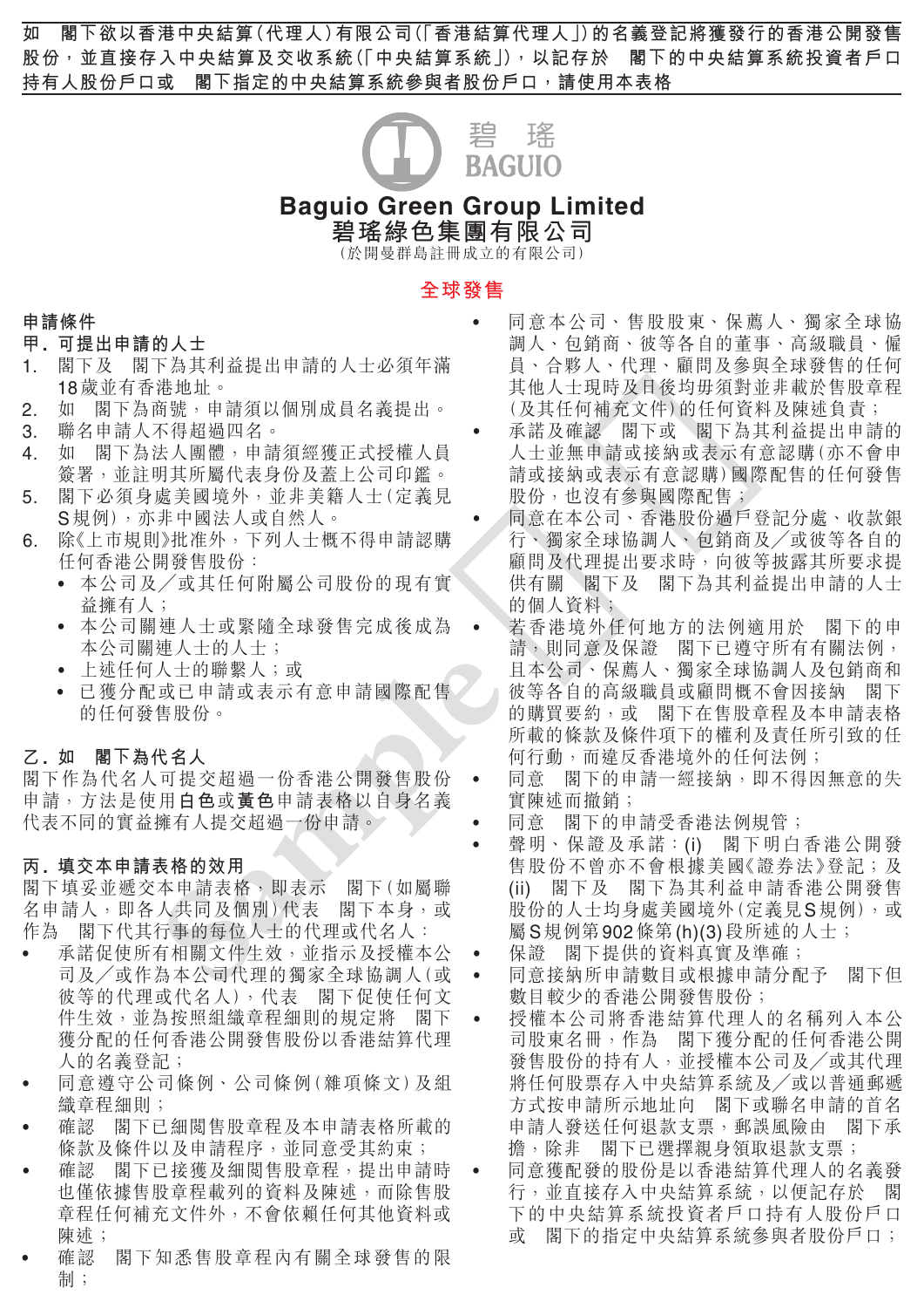**如 閣下欲以香港中央結算(代理人)有限公司(「香港結算代理人」)的名義登記將獲發行的香港公開發售股份，並直接存入中央結算及交收系統(「中央結算系統」)，以記存於 閣下的中央結算系統投資者戶口持有人股份戶口或 閣下指定的中央結算系統參與者股份戶口，請使用本表格**

碧瑤 BAGUIO

# Baguio Green Group Limited
# 碧瑤綠色集團有限公司

(於開曼群島註冊成立的有限公司)

## 全球發售

### 申請條件

**甲. 可提出申請的人士**

1. 閣下及 閣下為其利益提出申請的人士必須年滿18歲並有香港地址。
2. 如 閣下為商號，申請須以個別成員名義提出。
3. 聯名申請人不得超過四名。
4. 如 閣下為法人團體，申請須經獲正式授權人員簽署，並註明其所屬代表身份及蓋上公司印鑑。
5. 閣下必須身處美國境外，並非美籍人士(定義見S規例)，亦非中國法人或自然人。
6. 除《上市規則》批准外，下列人士概不得申請認購任何香港公開發售股份：
   - 本公司及╱或其任何附屬公司股份的現有實益擁有人；
   - 本公司關連人士或緊隨全球發售完成後成為本公司關連人士的人士；
   - 上述任何人士的聯繫人；或
   - 已獲分配或已申請或表示有意申請國際配售的任何發售股份。

**乙. 如 閣下為代名人**

閣下作為代名人可提交超過一份香港公開發售股份申請，方法是使用**白色**或**黃色**申請表格以自身名義代表不同的實益擁有人提交超過一份申請。

**丙. 填交本申請表格的效用**

閣下填妥並遞交本申請表格，即表示 閣下(如屬聯名申請人，即各人共同及個別)代表 閣下本身，或作為 閣下代其行事的每位人士的代理或代名人：

- 承諾促使所有相關文件生效，並指示及授權本公司及╱或作為本公司代理的獨家全球協調人(或彼等的代理或代名人)，代表 閣下促使任何文件生效，並為按照組織章程細則的規定將 閣下獲分配的任何香港公開發售股份以香港結算代理人的名義登記；
- 同意遵守公司條例、公司條例(雜項條文)及組織章程細則；
- 確認 閣下已細閱售股章程及本申請表格所載的條款及條件以及申請程序，並同意受其約束；
- 確認 閣下已接獲及細閱售股章程，提出申請時也僅依據售股章程載列的資料及陳述，而除售股章程任何補充文件外，不會依賴任何其他資料或陳述；
- 確認 閣下知悉售股章程內有關全球發售的限制；
- 同意本公司、售股股東、保薦人、獨家全球協調人、包銷商、彼等各自的董事、高級職員、僱員、合夥人、代理、顧問及參與全球發售的任何其他人士現時及日後均毋須對並非載於售股章程(及其任何補充文件)的任何資料及陳述負責；
- 承諾及確認 閣下或 閣下為其利益提出申請的人士並無申請或接納或表示有意認購(亦不會申請或接納或表示有意認購)國際配售的任何發售股份，也沒有參與國際配售；
- 同意在本公司、香港股份過戶登記分處、收款銀行、獨家全球協調人、包銷商及╱或彼等各自的顧問及代理提出要求時，向彼等披露其所要求提供有關 閣下及 閣下為其利益提出申請的人士的個人資料；
- 若香港境外任何地方的法例適用於 閣下的申請，則同意及保證 閣下已遵守所有有關法例，且本公司、保薦人、獨家全球協調人及包銷商和彼等各自的高級職員或顧問概不會因接納 閣下的購買要約，或 閣下在售股章程及本申請表格所載的條款及條件項下的權利及責任所引致的任何行動，而違反香港境外的任何法例；
- 同意 閣下的申請一經接納，即不得因無意的失實陳述而撤銷；
- 同意 閣下的申請受香港法例規管；
- 聲明、保證及承諾：(i) 閣下明白香港公開發售股份不曾亦不會根據美國《證券法》登記；及(ii) 閣下及 閣下為其利益申請香港公開發售股份的人士均身處美國境外(定義見S規例)，或屬S規例第902條第(h)(3)段所述的人士；
- 保證 閣下提供的資料真實及準確；
- 同意接納所申請數目或根據申請分配予 閣下但數目較少的香港公開發售股份；
- 授權本公司將香港結算代理人的名稱列入本公司股東名冊，作為 閣下獲分配的任何香港公開發售股份的持有人，並授權本公司及╱或其代理將任何股票存入中央結算系統及╱或以普通郵遞方式按申請所示地址向 閣下或聯名申請的首名申請人發送任何退款支票，郵誤風險由 閣下承擔，除非 閣下已選擇親身領取退款支票；
- 同意獲配發的股份是以香港結算代理人的名義發行，並直接存入中央結算系統，以便記存於 閣下的中央結算系統投資者戶口持有人股份戶口或 閣下的指定中央結算系統參與者股份戶口；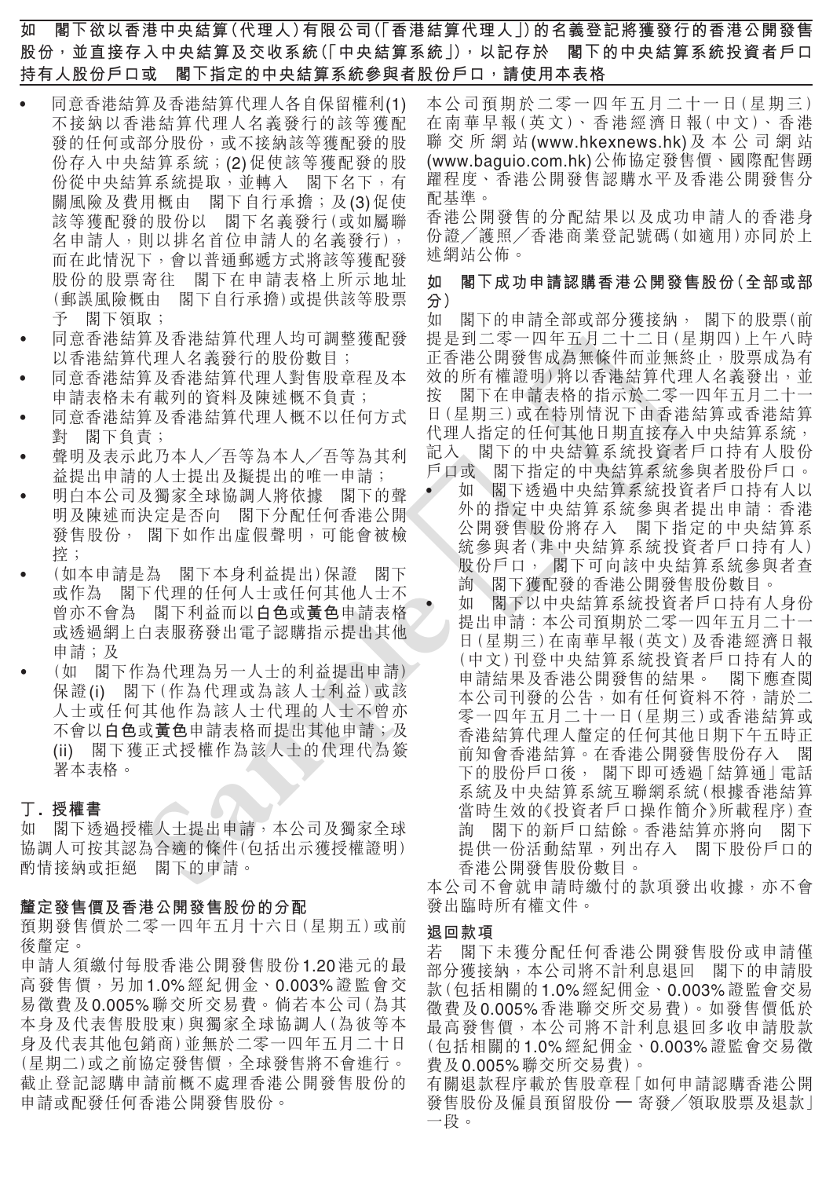**如　閣下欲以香港中央結算（代理人）有限公司（「香港結算代理人」）的名義登記將獲發行的香港公開發售股份，並直接存入中央結算及交收系統（「中央結算系統」），以記存於　閣下的中央結算系統投資者戶口持有人股份戶口或　閣下指定的中央結算系統參與者股份戶口，請使用本表格**

- 同意香港結算及香港結算代理人各自保留權利(1)不接納以香港結算代理人名義發行的該等獲配發的任何或部分股份，或不接納該等獲配發的股份存入中央結算系統；(2)促使該等獲配發的股份從中央結算系統提取，並轉入　閣下名下，有關風險及費用概由　閣下自行承擔；及(3)促使該等獲配發的股份以　閣下名義發行（或如屬聯名申請人，則以排名首位申請人的名義發行），而在此情況下，會以普通郵遞方式將該等獲配發股份的股票寄往　閣下在申請表格上所示地址（郵誤風險概由　閣下自行承擔）或提供該等股票予　閣下領取；
- 同意香港結算及香港結算代理人均可調整獲配發以香港結算代理人名義發行的股份數目；
- 同意香港結算及香港結算代理人對售股章程及本申請表格未有載列的資料及陳述概不負責；
- 同意香港結算及香港結算代理人概不以任何方式對　閣下負責；
- 聲明及表示此乃本人／吾等為本人／吾等為其利益提出申請的人士提出及擬提出的唯一申請；
- 明白本公司及獨家全球協調人將依據　閣下的聲明及陳述而決定是否向　閣下分配任何香港公開發售股份，　閣下如作出虛假聲明，可能會被檢控；
- （如本申請是為　閣下本身利益提出）保證　閣下或作為　閣下代理的任何人士或任何其他人士不曾亦不會為　閣下利益而以**白色**或**黃色**申請表格或透過網上白表服務發出電子認購指示提出其他申請；及
- （如　閣下作為代理為另一人士的利益提出申請）保證(i)　閣下（作為代理或為該人士利益）或該人士或任何其他作為該人士代理的人士不曾亦不會以**白色**或**黃色**申請表格而提出其他申請；及(ii)　閣下獲正式授權作為該人士的代理代為簽署本表格。

### 丁．授權書

如　閣下透過授權人士提出申請，本公司及獨家全球協調人可按其認為合適的條件（包括出示獲授權證明）酌情接納或拒絕　閣下的申請。

### 釐定發售價及香港公開發售股份的分配

預期發售價於二零一四年五月十六日（星期五）或前後釐定。

申請人須繳付每股香港公開發售股份1.20港元的最高發售價，另加1.0%經紀佣金、0.003%證監會交易徵費及0.005%聯交所交易費。倘若本公司（為其本身及代表售股股東）與獨家全球協調人（為彼等本身及代表其他包銷商）並無於二零一四年五月二十日（星期二）或之前協定發售價，全球發售將不會進行。

截止登記認購申請前概不處理香港公開發售股份的申請或配發任何香港公開發售股份。

本公司預期於二零一四年五月二十一日（星期三）在南華早報（英文）、香港經濟日報（中文）、香港聯交所網站(www.hkexnews.hk)及本公司網站(www.baguio.com.hk)公佈協定發售價、國際配售踴躍程度、香港公開發售認購水平及香港公開發售分配基準。

香港公開發售的分配結果以及成功申請人的香港身份證／護照／香港商業登記號碼（如適用）亦同於上述網站公佈。

### 如　閣下成功申請認購香港公開發售股份（全部或部分）

如　閣下的申請全部或部分獲接納，　閣下的股票（前提是到二零一四年五月二十二日（星期四）上午八時正香港公開發售成為無條件而並無終止，股票成為有效的所有權證明）將以香港結算代理人名義發出，並按　閣下在申請表格的指示於二零一四年五月二十一日（星期三）或在特別情況下由香港結算或香港結算代理人指定的任何其他日期直接存入中央結算系統，記入　閣下的中央結算系統投資者戶口持有人股份戶口或　閣下指定的中央結算系統參與者股份戶口。

- 如　閣下透過中央結算系統投資者戶口持有人以外的指定中央結算系統參與者提出申請：香港公開發售股份將存入　閣下指定的中央結算系統參與者（非中央結算系統投資者戶口持有人）股份戶口，　閣下可向該中央結算系統參與者查詢　閣下獲配發的香港公開發售股份數目。
- 如　閣下以中央結算系統投資者戶口持有人身份提出申請：本公司預期於二零一四年五月二十一日（星期三）在南華早報（英文）及香港經濟日報（中文）刊登中央結算系統投資者戶口持有人的申請結果及香港公開發售的結果。　閣下應查閱本公司刊發的公告，如有任何資料不符，請於二零一四年五月二十一日（星期三）或香港結算或香港結算代理人釐定的任何其他日期下午五時正前知會香港結算。在香港公開發售股份存入　閣下的股份戶口後，　閣下即可透過「結算通」電話系統及中央結算系統互聯網系統（根據香港結算當時生效的《投資者戶口操作簡介》所載程序）查詢　閣下的新戶口結餘。香港結算亦將向　閣下提供一份活動結單，列出存入　閣下股份戶口的香港公開發售股份數目。

本公司不會就申請時繳付的款項發出收據，亦不會發出臨時所有權文件。

### 退回款項

若　閣下未獲分配任何香港公開發售股份或申請僅部分獲接納，本公司將不計利息退回　閣下的申請股款（包括相關的1.0%經紀佣金、0.003%證監會交易徵費及0.005%香港聯交所交易費）。如發售價低於最高發售價，本公司將不計利息退回多收申請股款（包括相關的1.0%經紀佣金、0.003%證監會交易徵費及0.005%聯交所交易費）。

有關退款程序載於售股章程「如何申請認購香港公開發售股份及僱員預留股份 — 寄發／領取股票及退款」一段。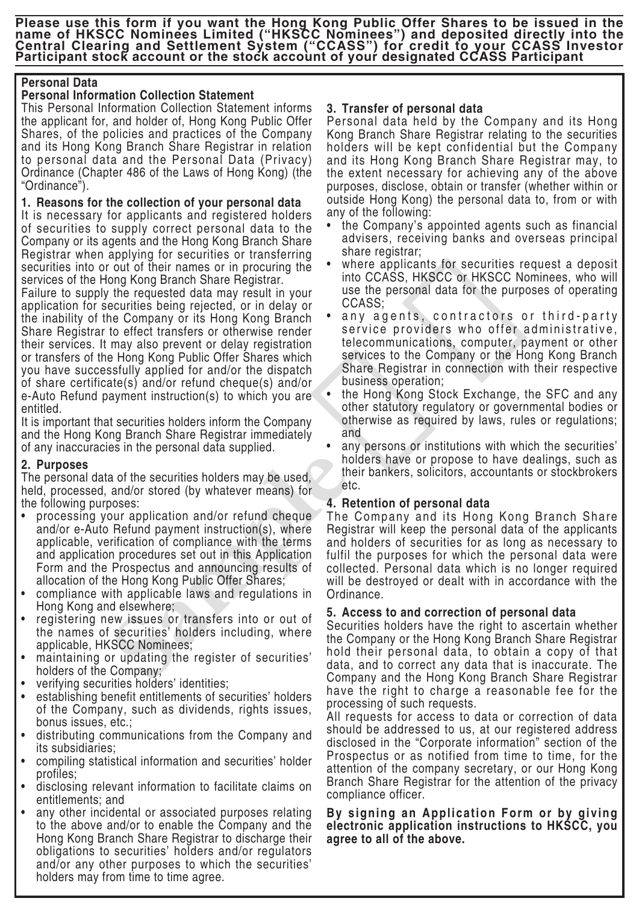**Please use this form if you want the Hong Kong Public Offer Shares to be issued in the name of HKSCC Nominees Limited ("HKSCC Nominees") and deposited directly into the Central Clearing and Settlement System ("CCASS") for credit to your CCASS Investor Participant stock account or the stock account of your designated CCASS Participant**

## Personal Data

### Personal Information Collection Statement

This Personal Information Collection Statement informs the applicant for, and holder of, Hong Kong Public Offer Shares, of the policies and practices of the Company and its Hong Kong Branch Share Registrar in relation to personal data and the Personal Data (Privacy) Ordinance (Chapter 486 of the Laws of Hong Kong) (the "Ordinance").

### 1. Reasons for the collection of your personal data

It is necessary for applicants and registered holders of securities to supply correct personal data to the Company or its agents and the Hong Kong Branch Share Registrar when applying for securities or transferring securities into or out of their names or in procuring the services of the Hong Kong Branch Share Registrar.

Failure to supply the requested data may result in your application for securities being rejected, or in delay or the inability of the Company or its Hong Kong Branch Share Registrar to effect transfers or otherwise render their services. It may also prevent or delay registration or transfers of the Hong Kong Public Offer Shares which you have successfully applied for and/or the dispatch of share certificate(s) and/or refund cheque(s) and/or e-Auto Refund payment instruction(s) to which you are entitled.

It is important that securities holders inform the Company and the Hong Kong Branch Share Registrar immediately of any inaccuracies in the personal data supplied.

### 2. Purposes

The personal data of the securities holders may be used, held, processed, and/or stored (by whatever means) for the following purposes:

- processing your application and/or refund cheque and/or e-Auto Refund payment instruction(s), where applicable, verification of compliance with the terms and application procedures set out in this Application Form and the Prospectus and announcing results of allocation of the Hong Kong Public Offer Shares;
- compliance with applicable laws and regulations in Hong Kong and elsewhere;
- registering new issues or transfers into or out of the names of securities' holders including, where applicable, HKSCC Nominees;
- maintaining or updating the register of securities' holders of the Company;
- verifying securities holders' identities;
- establishing benefit entitlements of securities' holders of the Company, such as dividends, rights issues, bonus issues, etc.;
- distributing communications from the Company and its subsidiaries;
- compiling statistical information and securities' holder profiles;
- disclosing relevant information to facilitate claims on entitlements; and
- any other incidental or associated purposes relating to the above and/or to enable the Company and the Hong Kong Branch Share Registrar to discharge their obligations to securities' holders and/or regulators and/or any other purposes to which the securities' holders may from time to time agree.

### 3. Transfer of personal data

Personal data held by the Company and its Hong Kong Branch Share Registrar relating to the securities holders will be kept confidential but the Company and its Hong Kong Branch Share Registrar may, to the extent necessary for achieving any of the above purposes, disclose, obtain or transfer (whether within or outside Hong Kong) the personal data to, from or with any of the following:

- the Company's appointed agents such as financial advisers, receiving banks and overseas principal share registrar;
- where applicants for securities request a deposit into CCASS, HKSCC or HKSCC Nominees, who will use the personal data for the purposes of operating CCASS;
- any agents, contractors or third-party service providers who offer administrative, telecommunications, computer, payment or other services to the Company or the Hong Kong Branch Share Registrar in connection with their respective business operation;
- the Hong Kong Stock Exchange, the SFC and any other statutory regulatory or governmental bodies or otherwise as required by laws, rules or regulations; and
- any persons or institutions with which the securities' holders have or propose to have dealings, such as their bankers, solicitors, accountants or stockbrokers etc.

### 4. Retention of personal data

The Company and its Hong Kong Branch Share Registrar will keep the personal data of the applicants and holders of securities for as long as necessary to fulfil the purposes for which the personal data were collected. Personal data which is no longer required will be destroyed or dealt with in accordance with the Ordinance.

### 5. Access to and correction of personal data

Securities holders have the right to ascertain whether the Company or the Hong Kong Branch Share Registrar hold their personal data, to obtain a copy of that data, and to correct any data that is inaccurate. The Company and the Hong Kong Branch Share Registrar have the right to charge a reasonable fee for the processing of such requests.

All requests for access to data or correction of data should be addressed to us, at our registered address disclosed in the "Corporate information" section of the Prospectus or as notified from time to time, for the attention of the company secretary, or our Hong Kong Branch Share Registrar for the attention of the privacy compliance officer.

**By signing an Application Form or by giving electronic application instructions to HKSCC, you agree to all of the above.**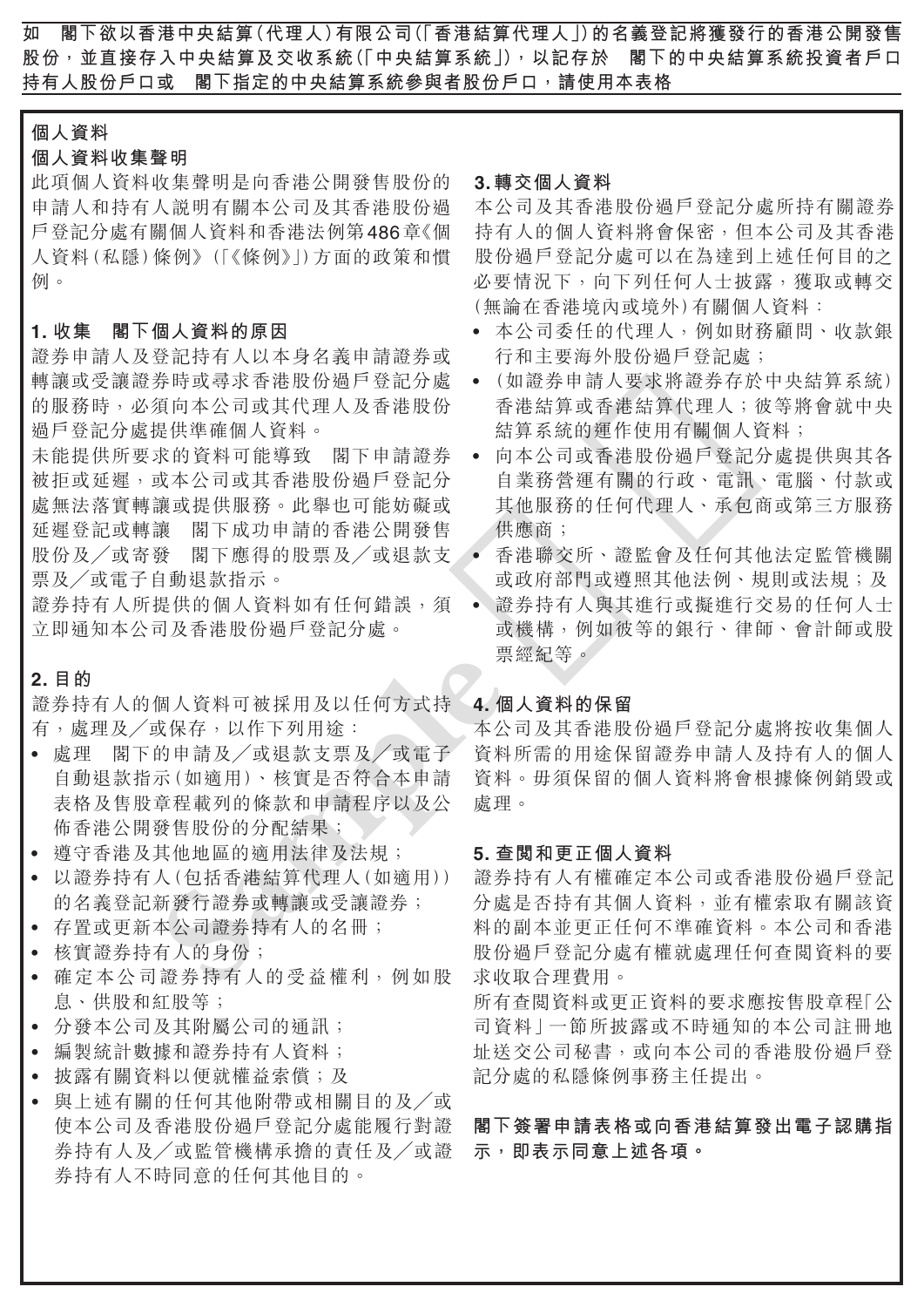**如　閣下欲以香港中央結算(代理人)有限公司(「香港結算代理人」)的名義登記將獲發行的香港公開發售股份，並直接存入中央結算及交收系統(「中央結算系統」)，以記存於　閣下的中央結算系統投資者戶口持有人股份戶口或　閣下指定的中央結算系統參與者股份戶口，請使用本表格**

## 個人資料

### 個人資料收集聲明

此項個人資料收集聲明是向香港公開發售股份的申請人和持有人說明有關本公司及其香港股份過戶登記分處有關個人資料和香港法例第486章《個人資料(私隱)條例》(「《條例》」)方面的政策和慣例。

### 1. 收集　閣下個人資料的原因

證券申請人及登記持有人以本身名義申請證券或轉讓或受讓證券時或尋求香港股份過戶登記分處的服務時，必須向本公司或其代理人及香港股份過戶登記分處提供準確個人資料。

未能提供所要求的資料可能導致　閣下申請證券被拒或延遲，或本公司或其香港股份過戶登記分處無法落實轉讓或提供服務。此舉也可能妨礙或延遲登記或轉讓　閣下成功申請的香港公開發售股份及／或寄發　閣下應得的股票及／或退款支票及／或電子自動退款指示。

證券持有人所提供的個人資料如有任何錯誤，須立即通知本公司及香港股份過戶登記分處。

### 2. 目的

證券持有人的個人資料可被採用及以任何方式持有，處理及／或保存，以作下列用途：

- 處理　閣下的申請及／或退款支票及／或電子自動退款指示(如適用)、核實是否符合本申請表格及售股章程載列的條款和申請程序以及公佈香港公開發售股份的分配結果；
- 遵守香港及其他地區的適用法律及法規；
- 以證券持有人(包括香港結算代理人(如適用))的名義登記新發行證券或轉讓或受讓證券；
- 存置或更新本公司證券持有人的名冊；
- 核實證券持有人的身份；
- 確定本公司證券持有人的受益權利，例如股息、供股和紅股等；
- 分發本公司及其附屬公司的通訊；
- 編製統計數據和證券持有人資料；
- 披露有關資料以便就權益索償；及
- 與上述有關的任何其他附帶或相關目的及／或使本公司及香港股份過戶登記分處能履行對證券持有人及／或監管機構承擔的責任及／或證券持有人不時同意的任何其他目的。

### 3. 轉交個人資料

本公司及其香港股份過戶登記分處所持有關證券持有人的個人資料將會保密，但本公司及其香港股份過戶登記分處可以在為達到上述任何目的之必要情況下，向下列任何人士披露，獲取或轉交(無論在香港境內或境外)有關個人資料：

- 本公司委任的代理人，例如財務顧問、收款銀行和主要海外股份過戶登記處；
- (如證券申請人要求將證券存於中央結算系統)香港結算或香港結算代理人；彼等將會就中央結算系統的運作使用有關個人資料；
- 向本公司或香港股份過戶登記分處提供與其各自業務營運有關的行政、電訊、電腦、付款或其他服務的任何代理人、承包商或第三方服務供應商；
- 香港聯交所、證監會及任何其他法定監管機關或政府部門或遵照其他法例、規則或法規；及
- 證券持有人與其進行或擬進行交易的任何人士或機構，例如彼等的銀行、律師、會計師或股票經紀等。

### 4. 個人資料的保留

本公司及其香港股份過戶登記分處將按收集個人資料所需的用途保留證券申請人及持有人的個人資料。毋須保留的個人資料將會根據條例銷毀或處理。

### 5. 查閱和更正個人資料

證券持有人有權確定本公司或香港股份過戶登記分處是否持有其個人資料，並有權索取有關該資料的副本並更正任何不準確資料。本公司和香港股份過戶登記分處有權就處理任何查閱資料的要求收取合理費用。

所有查閱資料或更正資料的要求應按售股章程「公司資料」一節所披露或不時通知的本公司註冊地址送交公司秘書，或向本公司的香港股份過戶登記分處的私隱條例事務主任提出。

**閣下簽署申請表格或向香港結算發出電子認購指示，即表示同意上述各項。**